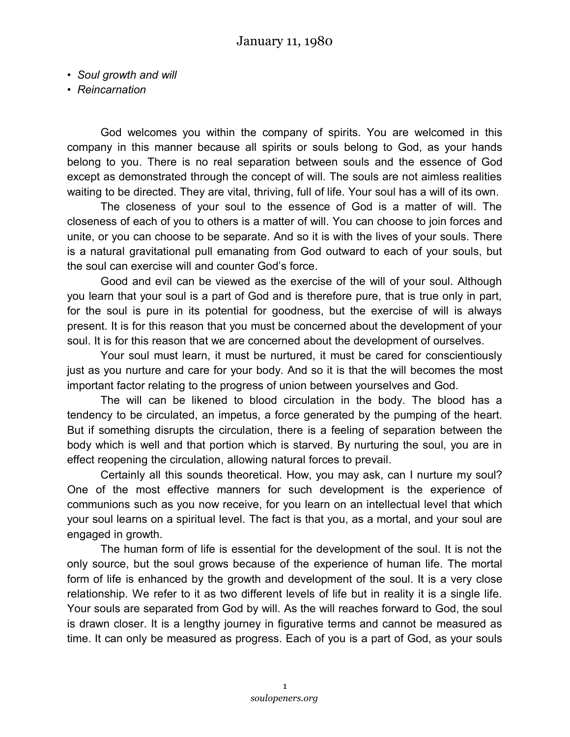# January 11, 1980

- *Soul growth and will*
- *Reincarnation*

God welcomes you within the company of spirits. You are welcomed in this company in this manner because all spirits or souls belong to God, as your hands belong to you. There is no real separation between souls and the essence of God except as demonstrated through the concept of will. The souls are not aimless realities waiting to be directed. They are vital, thriving, full of life. Your soul has a will of its own.

The closeness of your soul to the essence of God is a matter of will. The closeness of each of you to others is a matter of will. You can choose to join forces and unite, or you can choose to be separate. And so it is with the lives of your souls. There is a natural gravitational pull emanating from God outward to each of your souls, but the soul can exercise will and counter God's force.

Good and evil can be viewed as the exercise of the will of your soul. Although you learn that your soul is a part of God and is therefore pure, that is true only in part, for the soul is pure in its potential for goodness, but the exercise of will is always present. It is for this reason that you must be concerned about the development of your soul. It is for this reason that we are concerned about the development of ourselves.

Your soul must learn, it must be nurtured, it must be cared for conscientiously just as you nurture and care for your body. And so it is that the will becomes the most important factor relating to the progress of union between yourselves and God.

The will can be likened to blood circulation in the body. The blood has a tendency to be circulated, an impetus, a force generated by the pumping of the heart. But if something disrupts the circulation, there is a feeling of separation between the body which is well and that portion which is starved. By nurturing the soul, you are in effect reopening the circulation, allowing natural forces to prevail.

Certainly all this sounds theoretical. How, you may ask, can I nurture my soul? One of the most effective manners for such development is the experience of communions such as you now receive, for you learn on an intellectual level that which your soul learns on a spiritual level. The fact is that you, as a mortal, and your soul are engaged in growth.

The human form of life is essential for the development of the soul. It is not the only source, but the soul grows because of the experience of human life. The mortal form of life is enhanced by the growth and development of the soul. It is a very close relationship. We refer to it as two different levels of life but in reality it is a single life. Your souls are separated from God by will. As the will reaches forward to God, the soul is drawn closer. It is a lengthy journey in figurative terms and cannot be measured as time. It can only be measured as progress. Each of you is a part of God, as your souls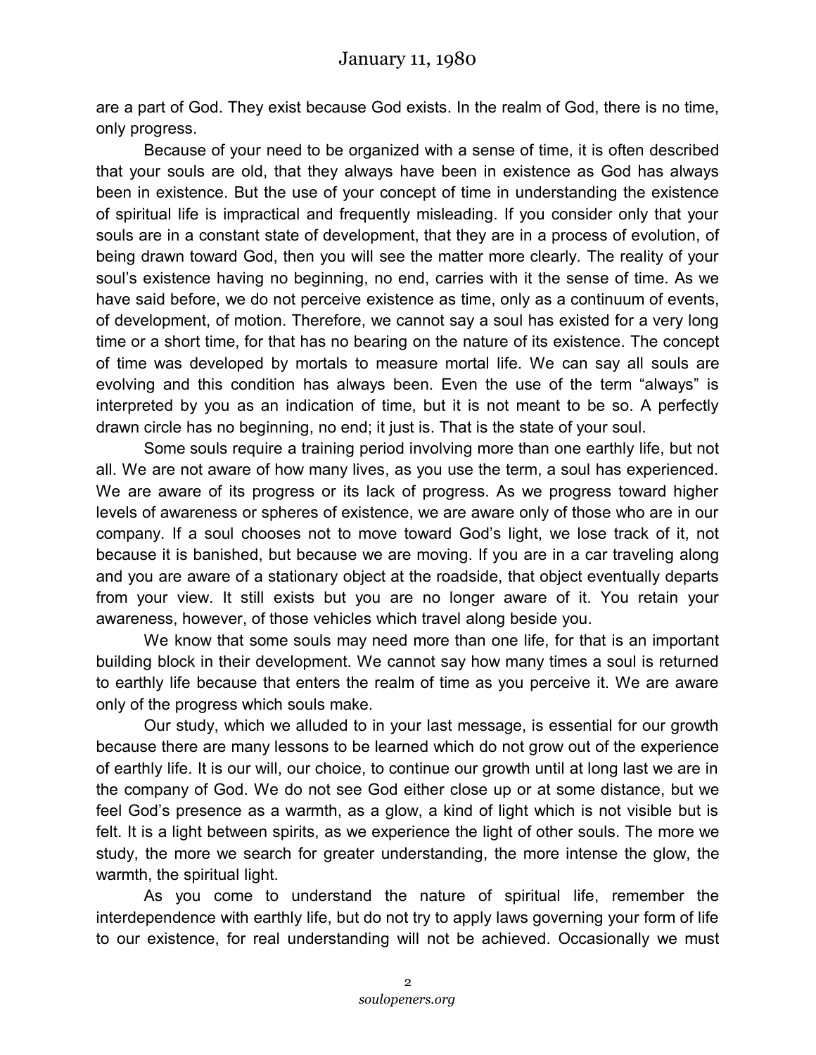are a part of God. They exist because God exists. In the realm of God, there is no time, only progress.

Because of your need to be organized with a sense of time, it is often described that your souls are old, that they always have been in existence as God has always been in existence. But the use of your concept of time in understanding the existence of spiritual life is impractical and frequently misleading. If you consider only that your souls are in a constant state of development, that they are in a process of evolution, of being drawn toward God, then you will see the matter more clearly. The reality of your soul's existence having no beginning, no end, carries with it the sense of time. As we have said before, we do not perceive existence as time, only as a continuum of events, of development, of motion. Therefore, we cannot say a soul has existed for a very long time or a short time, for that has no bearing on the nature of its existence. The concept of time was developed by mortals to measure mortal life. We can say all souls are evolving and this condition has always been. Even the use of the term "always" is interpreted by you as an indication of time, but it is not meant to be so. A perfectly drawn circle has no beginning, no end; it just is. That is the state of your soul.

Some souls require a training period involving more than one earthly life, but not all. We are not aware of how many lives, as you use the term, a soul has experienced. We are aware of its progress or its lack of progress. As we progress toward higher levels of awareness or spheres of existence, we are aware only of those who are in our company. If a soul chooses not to move toward God's light, we lose track of it, not because it is banished, but because we are moving. If you are in a car traveling along and you are aware of a stationary object at the roadside, that object eventually departs from your view. It still exists but you are no longer aware of it. You retain your awareness, however, of those vehicles which travel along beside you.

We know that some souls may need more than one life, for that is an important building block in their development. We cannot say how many times a soul is returned to earthly life because that enters the realm of time as you perceive it. We are aware only of the progress which souls make.

Our study, which we alluded to in your last message, is essential for our growth because there are many lessons to be learned which do not grow out of the experience of earthly life. It is our will, our choice, to continue our growth until at long last we are in the company of God. We do not see God either close up or at some distance, but we feel God's presence as a warmth, as a glow, a kind of light which is not visible but is felt. It is a light between spirits, as we experience the light of other souls. The more we study, the more we search for greater understanding, the more intense the glow, the warmth, the spiritual light.

As you come to understand the nature of spiritual life, remember the interdependence with earthly life, but do not try to apply laws governing your form of life to our existence, for real understanding will not be achieved. Occasionally we must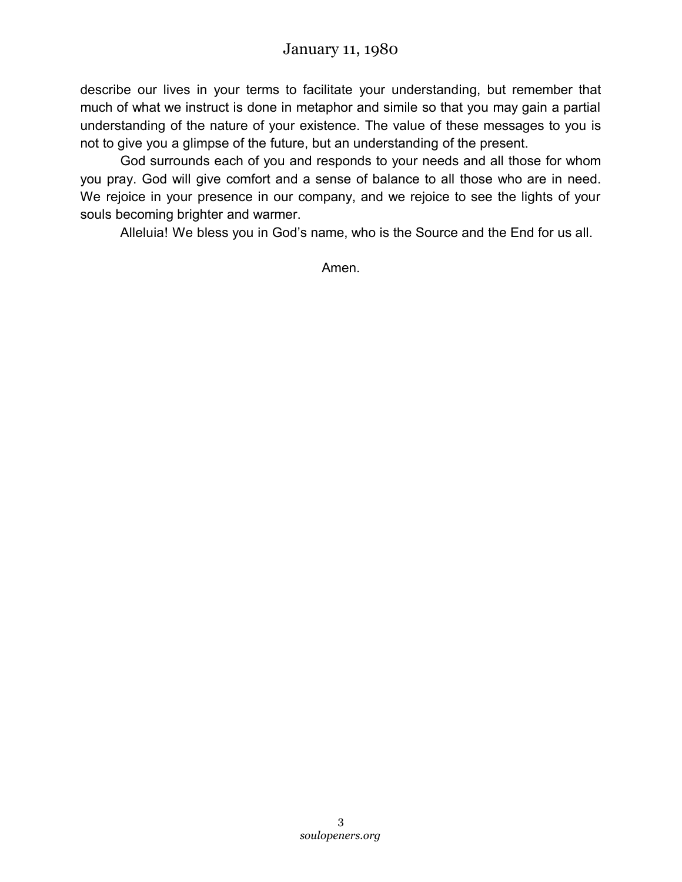describe our lives in your terms to facilitate your understanding, but remember that much of what we instruct is done in metaphor and simile so that you may gain a partial understanding of the nature of your existence. The value of these messages to you is not to give you a glimpse of the future, but an understanding of the present.

God surrounds each of you and responds to your needs and all those for whom you pray. God will give comfort and a sense of balance to all those who are in need. We rejoice in your presence in our company, and we rejoice to see the lights of your souls becoming brighter and warmer.

Alleluia! We bless you in God's name, who is the Source and the End for us all.

Amen.